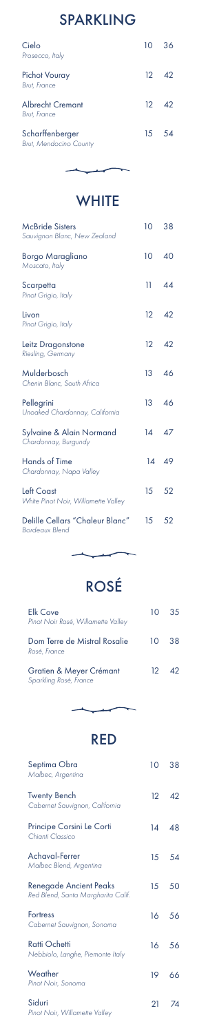## SPARKLING

| | | |
|---|---|---|
| Cielo<br>*Prosecco, Italy* | 10 | 36 |
| Pichot Vouray<br>*Brut, France* | 12 | 42 |
| Albrecht Cremant<br>*Brut, France* | 12 | 42 |
| Scharffenberger<br>*Brut, Mendocino County* | 15 | 54 |

## WHITE

| | | |
|---|---|---|
| McBride Sisters<br>*Sauvignon Blanc, New Zealand* | 10 | 38 |
| Borgo Maragliano<br>*Moscato, Italy* | 10 | 40 |
| Scarpetta<br>*Pinot Grigio, Italy* | 11 | 44 |
| Livon<br>*Pinot Grigio, Italy* | 12 | 42 |
| Leitz Dragonstone<br>*Riesling, Germany* | 12 | 42 |
| Mulderbosch<br>*Chenin Blanc, South Africa* | 13 | 46 |
| Pellegrini<br>*Unoaked Chardonnay, California* | 13 | 46 |
| Sylvaine & Alain Normand<br>*Chardonnay, Burgundy* | 14 | 47 |
| Hands of Time<br>*Chardonnay, Napa Valley* | 14 | 49 |
| Left Coast<br>*White Pinot Noir, Willamette Valley* | 15 | 52 |
| Delille Cellars "Chaleur Blanc"<br>*Bordeaux Blend* | 15 | 52 |

## ROSÉ

| | | |
|---|---|---|
| Elk Cove<br>*Pinot Noir Rosé, Willamette Valley* | 10 | 35 |
| Dom Terre de Mistral Rosalie<br>*Rosé, France* | 10 | 38 |
| Gratien & Meyer Crémant<br>*Sparkling Rosé, France* | 12 | 42 |

## RED

| | | |
|---|---|---|
| Septima Obra<br>*Malbec, Argentina* | 10 | 38 |
| Twenty Bench<br>*Cabernet Sauvignon, California* | 12 | 42 |
| Principe Corsini Le Corti<br>*Chianti Classico* | 14 | 48 |
| Achaval-Ferrer<br>*Malbec Blend, Argentina* | 15 | 54 |
| Renegade Ancient Peaks<br>*Red Blend, Santa Margharita Calif.* | 15 | 50 |
| Fortress<br>*Cabernet Sauvignon, Sonoma* | 16 | 56 |
| Ratti Ochetti<br>*Nebbiolo, Langhe, Piemonte Italy* | 16 | 56 |
| Weather<br>*Pinot Noir, Sonoma* | 19 | 66 |
| Siduri<br>*Pinot Noir, Willamette Valley* | 21 | 74 |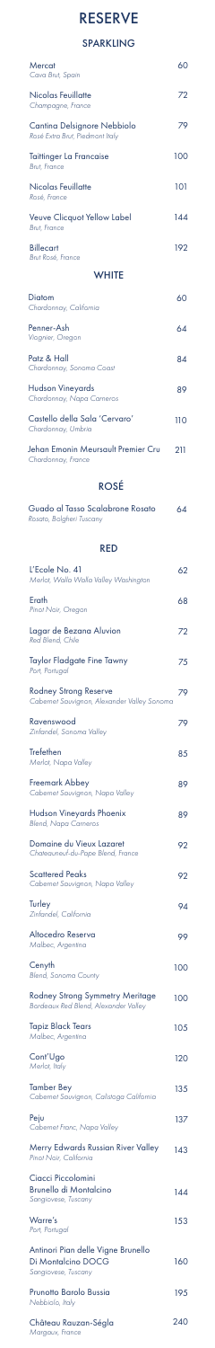# RESERVE

## SPARKLING

| | |
|---|---|
| Mercat<br>*Cava Brut, Spain* | 60 |
| Nicolas Feuillatte<br>*Champagne, France* | 72 |
| Cantina Delsignore Nebbiolo<br>*Rosé Extra Brut, Piedmont Italy* | 79 |
| Taittinger La Francaise<br>*Brut, France* | 100 |
| Nicolas Feuillatte<br>*Rosé, France* | 101 |
| Veuve Clicquot Yellow Label<br>*Brut, France* | 144 |
| Billecart<br>*Brut Rosé, France* | 192 |

## WHITE

| | |
|---|---|
| Diatom<br>*Chardonnay, California* | 60 |
| Penner-Ash<br>*Viognier, Oregon* | 64 |
| Patz & Hall<br>*Chardonnay, Sonoma Coast* | 84 |
| Hudson Vineyards<br>*Chardonnay, Napa Carneros* | 89 |
| Castello della Sala 'Cervaro'<br>*Chardonnay, Umbria* | 110 |
| Jehan Emonin Meursault Premier Cru<br>*Chardonnay, France* | 211 |

## ROSÉ

| | |
|---|---|
| Guado al Tasso Scalabrone Rosato<br>*Rosato, Bolgheri Tuscany* | 64 |

## RED

| | |
|---|---|
| L'Ecole No. 41<br>*Merlot, Walla Walla Valley Washington* | 62 |
| Erath<br>*Pinot Noir, Oregon* | 68 |
| Lagar de Bezana Aluvion<br>*Red Blend, Chile* | 72 |
| Taylor Fladgate Fine Tawny<br>*Port, Portugal* | 75 |
| Rodney Strong Reserve<br>*Cabernet Sauvignon, Alexander Valley Sonoma* | 79 |
| Ravenswood<br>*Zinfandel, Sonoma Valley* | 79 |
| Trefethen<br>*Merlot, Napa Valley* | 85 |
| Freemark Abbey<br>*Cabernet Sauvignon, Napa Valley* | 89 |
| Hudson Vineyards Phoenix<br>*Blend, Napa Carneros* | 89 |
| Domaine du Vieux Lazaret<br>*Chateauneuf-du-Pape Blend, France* | 92 |
| Scattered Peaks<br>*Cabernet Sauvignon, Napa Valley* | 92 |
| Turley<br>*Zinfandel, California* | 94 |
| Altocedro Reserva<br>*Malbec, Argentina* | 99 |
| Cenyth<br>*Blend, Sonoma County* | 100 |
| Rodney Strong Symmetry Meritage<br>*Bordeaux Red Blend, Alexander Valley* | 100 |
| Tapiz Black Tears<br>*Malbec, Argentina* | 105 |
| Cont'Ugo<br>*Merlot, Italy* | 120 |
| Tamber Bey<br>*Cabernet Sauvignon, Calistoga California* | 135 |
| Peju<br>*Cabernet Franc, Napa Valley* | 137 |
| Merry Edwards Russian River Valley<br>*Pinot Noir, California* | 143 |
| Ciacci Piccolomini<br>Brunello di Montalcino<br>*Sangiovese, Tuscany* | 144 |
| Warre's<br>*Port, Portugal* | 153 |
| Antinori Pian delle Vigne Brunello<br>Di Montalcino DOCG<br>*Sangiovese, Tuscany* | 160 |
| Prunotto Barolo Bussia<br>*Nebbiolo, Italy* | 195 |
| Château Rauzan-Ségla<br>*Margaux, France* | 240 |